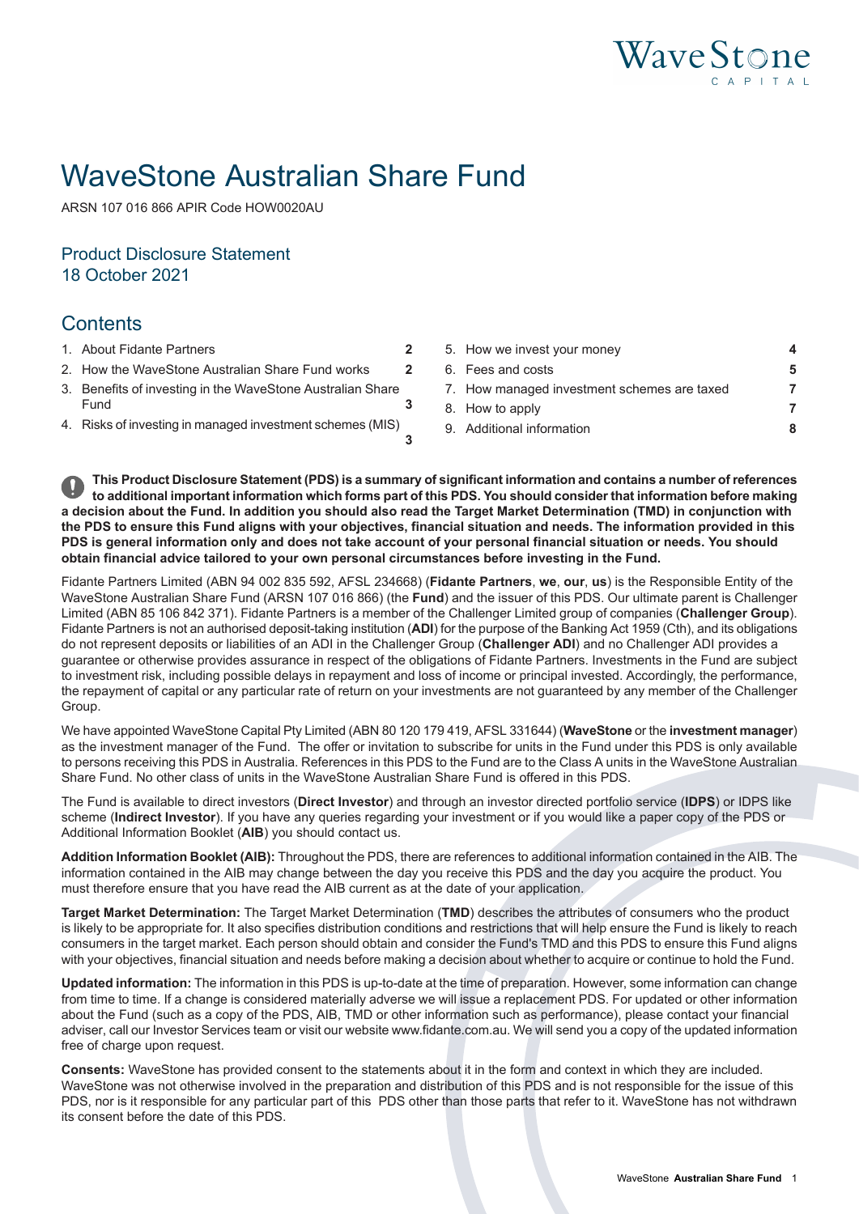# WaveStone Australian Share Fund

ARSN 107 016 866 APIR Code HOW0020AU

## Product Disclosure Statement
18 October 2021

## Contents

1. About Fidante Partners **2**
2. How the WaveStone Australian Share Fund works **2**
3. Benefits of investing in the WaveStone Australian Share Fund **3**
4. Risks of investing in managed investment schemes (MIS) **3**
5. How we invest your money **4**
6. Fees and costs **5**
7. How managed investment schemes are taxed **7**
8. How to apply **7**
9. Additional information **8**

**This Product Disclosure Statement (PDS) is a summary of significant information and contains a number of references to additional important information which forms part of this PDS. You should consider that information before making a decision about the Fund. In addition you should also read the Target Market Determination (TMD) in conjunction with the PDS to ensure this Fund aligns with your objectives, financial situation and needs. The information provided in this PDS is general information only and does not take account of your personal financial situation or needs. You should obtain financial advice tailored to your own personal circumstances before investing in the Fund.**

Fidante Partners Limited (ABN 94 002 835 592, AFSL 234668) (**Fidante Partners**, **we**, **our**, **us**) is the Responsible Entity of the WaveStone Australian Share Fund (ARSN 107 016 866) (the **Fund**) and the issuer of this PDS. Our ultimate parent is Challenger Limited (ABN 85 106 842 371). Fidante Partners is a member of the Challenger Limited group of companies (**Challenger Group**). Fidante Partners is not an authorised deposit-taking institution (**ADI**) for the purpose of the Banking Act 1959 (Cth), and its obligations do not represent deposits or liabilities of an ADI in the Challenger Group (**Challenger ADI**) and no Challenger ADI provides a guarantee or otherwise provides assurance in respect of the obligations of Fidante Partners. Investments in the Fund are subject to investment risk, including possible delays in repayment and loss of income or principal invested. Accordingly, the performance, the repayment of capital or any particular rate of return on your investments are not guaranteed by any member of the Challenger Group.

We have appointed WaveStone Capital Pty Limited (ABN 80 120 179 419, AFSL 331644) (**WaveStone** or the **investment manager**) as the investment manager of the Fund. The offer or invitation to subscribe for units in the Fund under this PDS is only available to persons receiving this PDS in Australia. References in this PDS to the Fund are to the Class A units in the WaveStone Australian Share Fund. No other class of units in the WaveStone Australian Share Fund is offered in this PDS.

The Fund is available to direct investors (**Direct Investor**) and through an investor directed portfolio service (**IDPS**) or IDPS like scheme (**Indirect Investor**). If you have any queries regarding your investment or if you would like a paper copy of the PDS or Additional Information Booklet (**AIB**) you should contact us.

**Addition Information Booklet (AIB):** Throughout the PDS, there are references to additional information contained in the AIB. The information contained in the AIB may change between the day you receive this PDS and the day you acquire the product. You must therefore ensure that you have read the AIB current as at the date of your application.

**Target Market Determination:** The Target Market Determination (**TMD**) describes the attributes of consumers who the product is likely to be appropriate for. It also specifies distribution conditions and restrictions that will help ensure the Fund is likely to reach consumers in the target market. Each person should obtain and consider the Fund's TMD and this PDS to ensure this Fund aligns with your objectives, financial situation and needs before making a decision about whether to acquire or continue to hold the Fund.

**Updated information:** The information in this PDS is up-to-date at the time of preparation. However, some information can change from time to time. If a change is considered materially adverse we will issue a replacement PDS. For updated or other information about the Fund (such as a copy of the PDS, AIB, TMD or other information such as performance), please contact your financial adviser, call our Investor Services team or visit our website www.fidante.com.au. We will send you a copy of the updated information free of charge upon request.

**Consents:** WaveStone has provided consent to the statements about it in the form and context in which they are included. WaveStone was not otherwise involved in the preparation and distribution of this PDS and is not responsible for the issue of this PDS, nor is it responsible for any particular part of this PDS other than those parts that refer to it. WaveStone has not withdrawn its consent before the date of this PDS.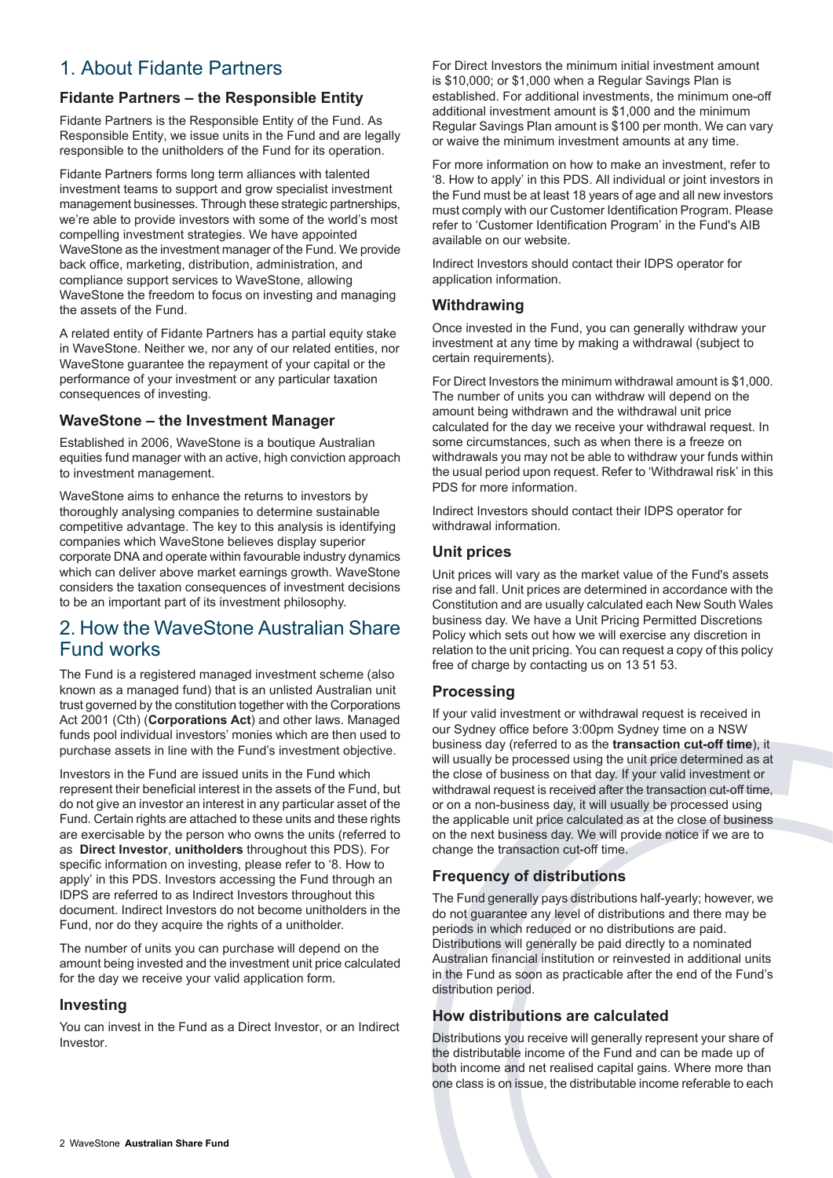## 1. About Fidante Partners

### Fidante Partners – the Responsible Entity

Fidante Partners is the Responsible Entity of the Fund. As Responsible Entity, we issue units in the Fund and are legally responsible to the unitholders of the Fund for its operation.

Fidante Partners forms long term alliances with talented investment teams to support and grow specialist investment management businesses. Through these strategic partnerships, we're able to provide investors with some of the world's most compelling investment strategies. We have appointed WaveStone as the investment manager of the Fund. We provide back office, marketing, distribution, administration, and compliance support services to WaveStone, allowing WaveStone the freedom to focus on investing and managing the assets of the Fund.

A related entity of Fidante Partners has a partial equity stake in WaveStone. Neither we, nor any of our related entities, nor WaveStone guarantee the repayment of your capital or the performance of your investment or any particular taxation consequences of investing.

### WaveStone – the Investment Manager

Established in 2006, WaveStone is a boutique Australian equities fund manager with an active, high conviction approach to investment management.

WaveStone aims to enhance the returns to investors by thoroughly analysing companies to determine sustainable competitive advantage. The key to this analysis is identifying companies which WaveStone believes display superior corporate DNA and operate within favourable industry dynamics which can deliver above market earnings growth. WaveStone considers the taxation consequences of investment decisions to be an important part of its investment philosophy.

## 2. How the WaveStone Australian Share Fund works

The Fund is a registered managed investment scheme (also known as a managed fund) that is an unlisted Australian unit trust governed by the constitution together with the Corporations Act 2001 (Cth) (**Corporations Act**) and other laws. Managed funds pool individual investors' monies which are then used to purchase assets in line with the Fund's investment objective.

Investors in the Fund are issued units in the Fund which represent their beneficial interest in the assets of the Fund, but do not give an investor an interest in any particular asset of the Fund. Certain rights are attached to these units and these rights are exercisable by the person who owns the units (referred to as **Direct Investor**, **unitholders** throughout this PDS). For specific information on investing, please refer to '8. How to apply' in this PDS. Investors accessing the Fund through an IDPS are referred to as Indirect Investors throughout this document. Indirect Investors do not become unitholders in the Fund, nor do they acquire the rights of a unitholder.

The number of units you can purchase will depend on the amount being invested and the investment unit price calculated for the day we receive your valid application form.

### Investing

You can invest in the Fund as a Direct Investor, or an Indirect Investor.

For Direct Investors the minimum initial investment amount is $10,000; or $1,000 when a Regular Savings Plan is established. For additional investments, the minimum one-off additional investment amount is $1,000 and the minimum Regular Savings Plan amount is $100 per month. We can vary or waive the minimum investment amounts at any time.

For more information on how to make an investment, refer to '8. How to apply' in this PDS. All individual or joint investors in the Fund must be at least 18 years of age and all new investors must comply with our Customer Identification Program. Please refer to 'Customer Identification Program' in the Fund's AIB available on our website.

Indirect Investors should contact their IDPS operator for application information.

### Withdrawing

Once invested in the Fund, you can generally withdraw your investment at any time by making a withdrawal (subject to certain requirements).

For Direct Investors the minimum withdrawal amount is $1,000. The number of units you can withdraw will depend on the amount being withdrawn and the withdrawal unit price calculated for the day we receive your withdrawal request. In some circumstances, such as when there is a freeze on withdrawals you may not be able to withdraw your funds within the usual period upon request. Refer to 'Withdrawal risk' in this PDS for more information.

Indirect Investors should contact their IDPS operator for withdrawal information.

### Unit prices

Unit prices will vary as the market value of the Fund's assets rise and fall. Unit prices are determined in accordance with the Constitution and are usually calculated each New South Wales business day. We have a Unit Pricing Permitted Discretions Policy which sets out how we will exercise any discretion in relation to the unit pricing. You can request a copy of this policy free of charge by contacting us on 13 51 53.

### Processing

If your valid investment or withdrawal request is received in our Sydney office before 3:00pm Sydney time on a NSW business day (referred to as the **transaction cut-off time**), it will usually be processed using the unit price determined as at the close of business on that day. If your valid investment or withdrawal request is received after the transaction cut-off time, or on a non-business day, it will usually be processed using the applicable unit price calculated as at the close of business on the next business day. We will provide notice if we are to change the transaction cut-off time.

### Frequency of distributions

The Fund generally pays distributions half-yearly; however, we do not guarantee any level of distributions and there may be periods in which reduced or no distributions are paid. Distributions will generally be paid directly to a nominated Australian financial institution or reinvested in additional units in the Fund as soon as practicable after the end of the Fund's distribution period.

### How distributions are calculated

Distributions you receive will generally represent your share of the distributable income of the Fund and can be made up of both income and net realised capital gains. Where more than one class is on issue, the distributable income referable to each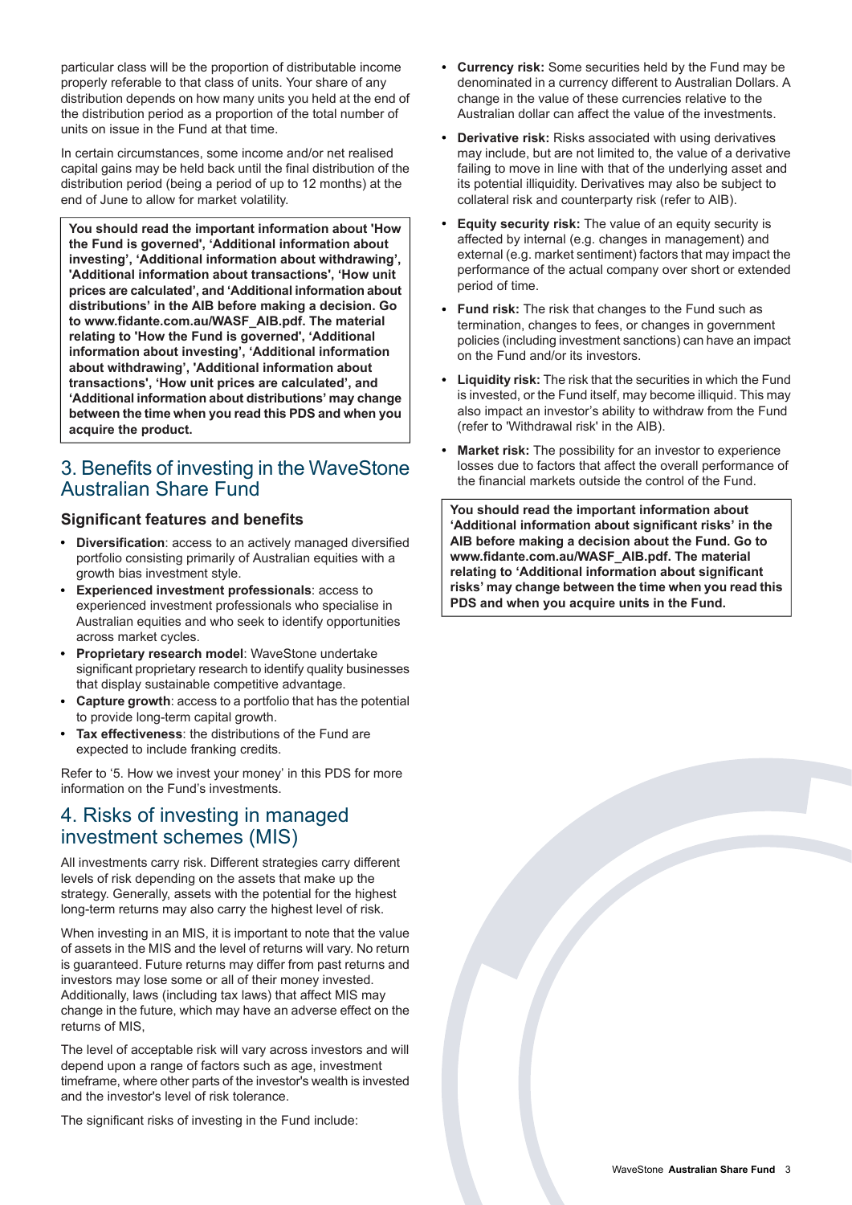particular class will be the proportion of distributable income properly referable to that class of units. Your share of any distribution depends on how many units you held at the end of the distribution period as a proportion of the total number of units on issue in the Fund at that time.

In certain circumstances, some income and/or net realised capital gains may be held back until the final distribution of the distribution period (being a period of up to 12 months) at the end of June to allow for market volatility.

**You should read the important information about 'How the Fund is governed', 'Additional information about investing', 'Additional information about withdrawing', 'Additional information about transactions', 'How unit prices are calculated', and 'Additional information about distributions' in the AIB before making a decision. Go to www.fidante.com.au/WASF_AIB.pdf. The material relating to 'How the Fund is governed', 'Additional information about investing', 'Additional information about withdrawing', 'Additional information about transactions', 'How unit prices are calculated', and 'Additional information about distributions' may change between the time when you read this PDS and when you acquire the product.**

## 3. Benefits of investing in the WaveStone Australian Share Fund

### Significant features and benefits

- **Diversification**: access to an actively managed diversified portfolio consisting primarily of Australian equities with a growth bias investment style.
- **Experienced investment professionals**: access to experienced investment professionals who specialise in Australian equities and who seek to identify opportunities across market cycles.
- **Proprietary research model**: WaveStone undertake significant proprietary research to identify quality businesses that display sustainable competitive advantage.
- **Capture growth**: access to a portfolio that has the potential to provide long-term capital growth.
- **Tax effectiveness**: the distributions of the Fund are expected to include franking credits.

Refer to '5. How we invest your money' in this PDS for more information on the Fund's investments.

## 4. Risks of investing in managed investment schemes (MIS)

All investments carry risk. Different strategies carry different levels of risk depending on the assets that make up the strategy. Generally, assets with the potential for the highest long-term returns may also carry the highest level of risk.

When investing in an MIS, it is important to note that the value of assets in the MIS and the level of returns will vary. No return is guaranteed. Future returns may differ from past returns and investors may lose some or all of their money invested. Additionally, laws (including tax laws) that affect MIS may change in the future, which may have an adverse effect on the returns of MIS,

The level of acceptable risk will vary across investors and will depend upon a range of factors such as age, investment timeframe, where other parts of the investor's wealth is invested and the investor's level of risk tolerance.

The significant risks of investing in the Fund include:

- **Currency risk:** Some securities held by the Fund may be denominated in a currency different to Australian Dollars. A change in the value of these currencies relative to the Australian dollar can affect the value of the investments.
- **Derivative risk:** Risks associated with using derivatives may include, but are not limited to, the value of a derivative failing to move in line with that of the underlying asset and its potential illiquidity. Derivatives may also be subject to collateral risk and counterparty risk (refer to AIB).
- **Equity security risk:** The value of an equity security is affected by internal (e.g. changes in management) and external (e.g. market sentiment) factors that may impact the performance of the actual company over short or extended period of time.
- **Fund risk:** The risk that changes to the Fund such as termination, changes to fees, or changes in government policies (including investment sanctions) can have an impact on the Fund and/or its investors.
- **Liquidity risk:** The risk that the securities in which the Fund is invested, or the Fund itself, may become illiquid. This may also impact an investor's ability to withdraw from the Fund (refer to 'Withdrawal risk' in the AIB).
- **Market risk:** The possibility for an investor to experience losses due to factors that affect the overall performance of the financial markets outside the control of the Fund.

**You should read the important information about 'Additional information about significant risks' in the AIB before making a decision about the Fund. Go to www.fidante.com.au/WASF_AIB.pdf. The material relating to 'Additional information about significant risks' may change between the time when you read this PDS and when you acquire units in the Fund.**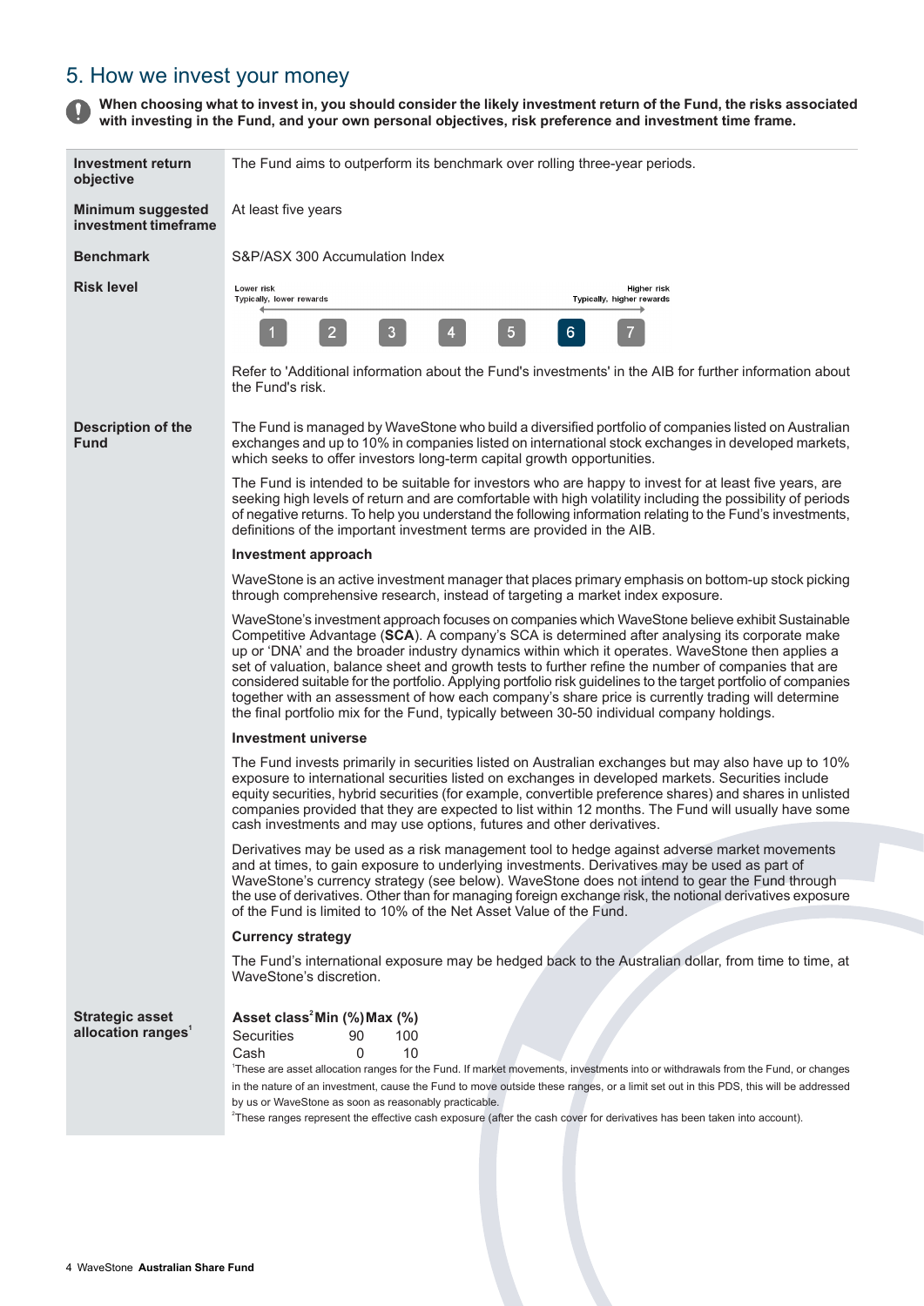## 5. How we invest your money

**When choosing what to invest in, you should consider the likely investment return of the Fund, the risks associated with investing in the Fund, and your own personal objectives, risk preference and investment time frame.**

**Investment return objective**

The Fund aims to outperform its benchmark over rolling three-year periods.

**Minimum suggested investment timeframe**

At least five years

**Benchmark**

S&P/ASX 300 Accumulation Index

**Risk level**

Lower risk
Typically, lower rewards

Higher risk
Typically, higher rewards

1 2 3 4 5 **6** 7

Refer to 'Additional information about the Fund's investments' in the AIB for further information about the Fund's risk.

**Description of the Fund**

The Fund is managed by WaveStone who build a diversified portfolio of companies listed on Australian exchanges and up to 10% in companies listed on international stock exchanges in developed markets, which seeks to offer investors long-term capital growth opportunities.

The Fund is intended to be suitable for investors who are happy to invest for at least five years, are seeking high levels of return and are comfortable with high volatility including the possibility of periods of negative returns. To help you understand the following information relating to the Fund's investments, definitions of the important investment terms are provided in the AIB.

**Investment approach**

WaveStone is an active investment manager that places primary emphasis on bottom-up stock picking through comprehensive research, instead of targeting a market index exposure.

WaveStone's investment approach focuses on companies which WaveStone believe exhibit Sustainable Competitive Advantage (**SCA**). A company's SCA is determined after analysing its corporate make up or 'DNA' and the broader industry dynamics within which it operates. WaveStone then applies a set of valuation, balance sheet and growth tests to further refine the number of companies that are considered suitable for the portfolio. Applying portfolio risk guidelines to the target portfolio of companies together with an assessment of how each company's share price is currently trading will determine the final portfolio mix for the Fund, typically between 30-50 individual company holdings.

**Investment universe**

The Fund invests primarily in securities listed on Australian exchanges but may also have up to 10% exposure to international securities listed on exchanges in developed markets. Securities include equity securities, hybrid securities (for example, convertible preference shares) and shares in unlisted companies provided that they are expected to list within 12 months. The Fund will usually have some cash investments and may use options, futures and other derivatives.

Derivatives may be used as a risk management tool to hedge against adverse market movements and at times, to gain exposure to underlying investments. Derivatives may be used as part of WaveStone's currency strategy (see below). WaveStone does not intend to gear the Fund through the use of derivatives. Other than for managing foreign exchange risk, the notional derivatives exposure of the Fund is limited to 10% of the Net Asset Value of the Fund.

**Currency strategy**

The Fund's international exposure may be hedged back to the Australian dollar, from time to time, at WaveStone's discretion.

**Strategic asset allocation ranges[1]**

| Asset class[2] | Min (%) | Max (%) |
|---|---|---|
| Securities | 90 | 100 |
| Cash | 0 | 10 |

[1]These are asset allocation ranges for the Fund. If market movements, investments into or withdrawals from the Fund, or changes in the nature of an investment, cause the Fund to move outside these ranges, or a limit set out in this PDS, this will be addressed by us or WaveStone as soon as reasonably practicable.

[2]These ranges represent the effective cash exposure (after the cash cover for derivatives has been taken into account).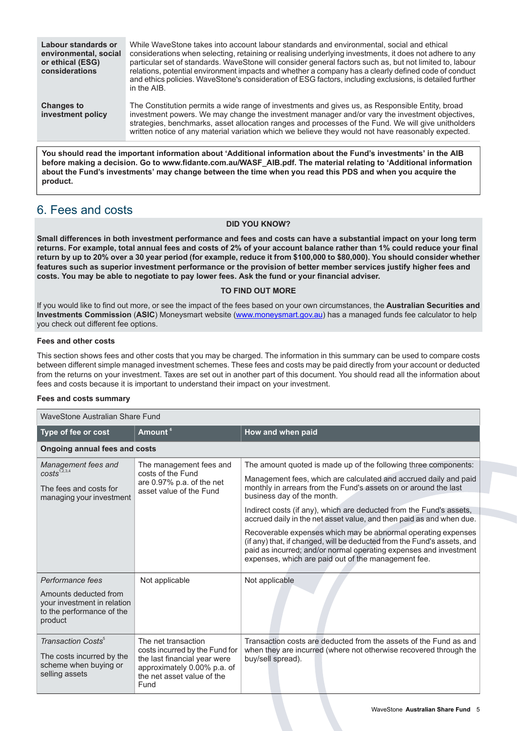| | |
|---|---|
| **Labour standards or environmental, social or ethical (ESG) considerations** | While WaveStone takes into account labour standards and environmental, social and ethical considerations when selecting, retaining or realising underlying investments, it does not adhere to any particular set of standards. WaveStone will consider general factors such as, but not limited to, labour relations, potential environment impacts and whether a company has a clearly defined code of conduct and ethics policies. WaveStone's consideration of ESG factors, including exclusions, is detailed further in the AIB. |
| **Changes to investment policy** | The Constitution permits a wide range of investments and gives us, as Responsible Entity, broad investment powers. We may change the investment manager and/or vary the investment objectives, strategies, benchmarks, asset allocation ranges and processes of the Fund. We will give unitholders written notice of any material variation which we believe they would not have reasonably expected. |

**You should read the important information about 'Additional information about the Fund's investments' in the AIB before making a decision. Go to www.fidante.com.au/WASF_AIB.pdf. The material relating to 'Additional information about the Fund's investments' may change between the time when you read this PDS and when you acquire the product.**

## 6. Fees and costs

**DID YOU KNOW?**

**Small differences in both investment performance and fees and costs can have a substantial impact on your long term returns. For example, total annual fees and costs of 2% of your account balance rather than 1% could reduce your final return by up to 20% over a 30 year period (for example, reduce it from $100,000 to $80,000). You should consider whether features such as superior investment performance or the provision of better member services justify higher fees and costs. You may be able to negotiate to pay lower fees. Ask the fund or your financial adviser.**

**TO FIND OUT MORE**

If you would like to find out more, or see the impact of the fees based on your own circumstances, the **Australian Securities and Investments Commission** (**ASIC**) Moneysmart website (www.moneysmart.gov.au) has a managed funds fee calculator to help you check out different fee options.

### Fees and other costs

This section shows fees and other costs that you may be charged. The information in this summary can be used to compare costs between different simple managed investment schemes. These fees and costs may be paid directly from your account or deducted from the returns on your investment. Taxes are set out in another part of this document. You should read all the information about fees and costs because it is important to understand their impact on your investment.

### Fees and costs summary

| WaveStone Australian Share Fund | | |
|---|---|---|
| **Type of fee or cost** | **Amount** [6] | **How and when paid** |
| **Ongoing annual fees and costs** | | |
| *Management fees and costs*[1,2,3,4]<br><br>The fees and costs for managing your investment | The management fees and costs of the Fund are 0.97% p.a. of the net asset value of the Fund | The amount quoted is made up of the following three components:<br><br>Management fees, which are calculated and accrued daily and paid monthly in arrears from the Fund's assets on or around the last business day of the month.<br><br>Indirect costs (if any), which are deducted from the Fund's assets, accrued daily in the net asset value, and then paid as and when due.<br><br>Recoverable expenses which may be abnormal operating expenses (if any) that, if changed, will be deducted from the Fund's assets, and paid as incurred; and/or normal operating expenses and investment expenses, which are paid out of the management fee. |
| *Performance fees*<br><br>Amounts deducted from your investment in relation to the performance of the product | Not applicable | Not applicable |
| *Transaction Costs*[5]<br><br>The costs incurred by the scheme when buying or selling assets | The net transaction costs incurred by the Fund for the last financial year were approximately 0.00% p.a. of the net asset value of the Fund | Transaction costs are deducted from the assets of the Fund as and when they are incurred (where not otherwise recovered through the buy/sell spread). |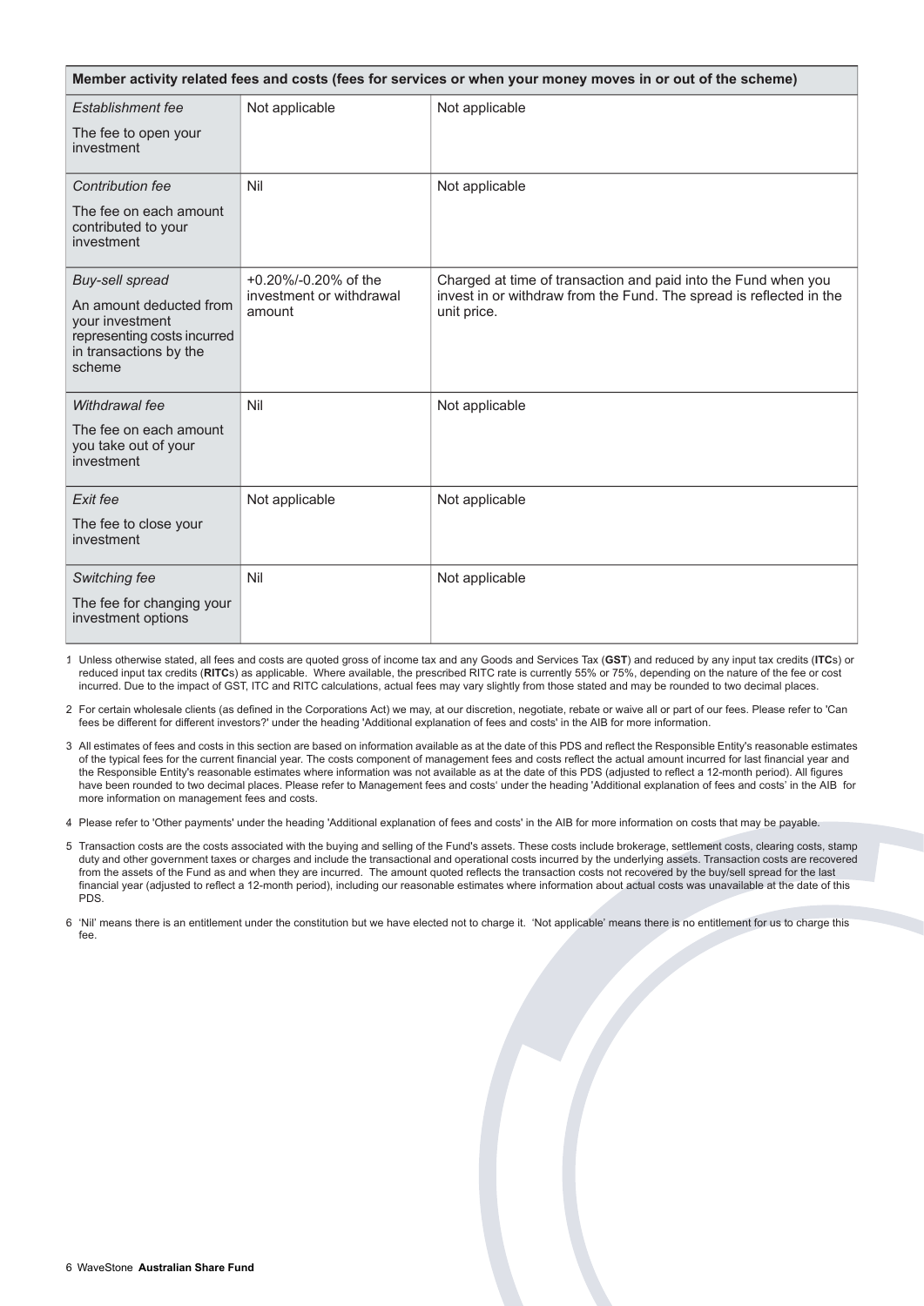| Member activity related fees and costs (fees for services or when your money moves in or out of the scheme) | | |
|---|---|---|
| *Establishment fee*<br>The fee to open your investment | Not applicable | Not applicable |
| *Contribution fee*<br>The fee on each amount contributed to your investment | Nil | Not applicable |
| *Buy-sell spread*<br>An amount deducted from your investment representing costs incurred in transactions by the scheme | +0.20%/-0.20% of the investment or withdrawal amount | Charged at time of transaction and paid into the Fund when you invest in or withdraw from the Fund. The spread is reflected in the unit price. |
| *Withdrawal fee*<br>The fee on each amount you take out of your investment | Nil | Not applicable |
| *Exit fee*<br>The fee to close your investment | Not applicable | Not applicable |
| *Switching fee*<br>The fee for changing your investment options | Nil | Not applicable |

1 Unless otherwise stated, all fees and costs are quoted gross of income tax and any Goods and Services Tax (**GST**) and reduced by any input tax credits (**ITC**s) or reduced input tax credits (**RITC**s) as applicable. Where available, the prescribed RITC rate is currently 55% or 75%, depending on the nature of the fee or cost incurred. Due to the impact of GST, ITC and RITC calculations, actual fees may vary slightly from those stated and may be rounded to two decimal places.

2 For certain wholesale clients (as defined in the Corporations Act) we may, at our discretion, negotiate, rebate or waive all or part of our fees. Please refer to 'Can fees be different for different investors?' under the heading 'Additional explanation of fees and costs' in the AIB for more information.

3 All estimates of fees and costs in this section are based on information available as at the date of this PDS and reflect the Responsible Entity's reasonable estimates of the typical fees for the current financial year. The costs component of management fees and costs reflect the actual amount incurred for last financial year and the Responsible Entity's reasonable estimates where information was not available as at the date of this PDS (adjusted to reflect a 12-month period). All figures have been rounded to two decimal places. Please refer to Management fees and costs' under the heading 'Additional explanation of fees and costs' in the AIB for more information on management fees and costs.

4 Please refer to 'Other payments' under the heading 'Additional explanation of fees and costs' in the AIB for more information on costs that may be payable.

5 Transaction costs are the costs associated with the buying and selling of the Fund's assets. These costs include brokerage, settlement costs, clearing costs, stamp duty and other government taxes or charges and include the transactional and operational costs incurred by the underlying assets. Transaction costs are recovered from the assets of the Fund as and when they are incurred. The amount quoted reflects the transaction costs not recovered by the buy/sell spread for the last financial year (adjusted to reflect a 12-month period), including our reasonable estimates where information about actual costs was unavailable at the date of this PDS.

6 'Nil' means there is an entitlement under the constitution but we have elected not to charge it. 'Not applicable' means there is no entitlement for us to charge this fee.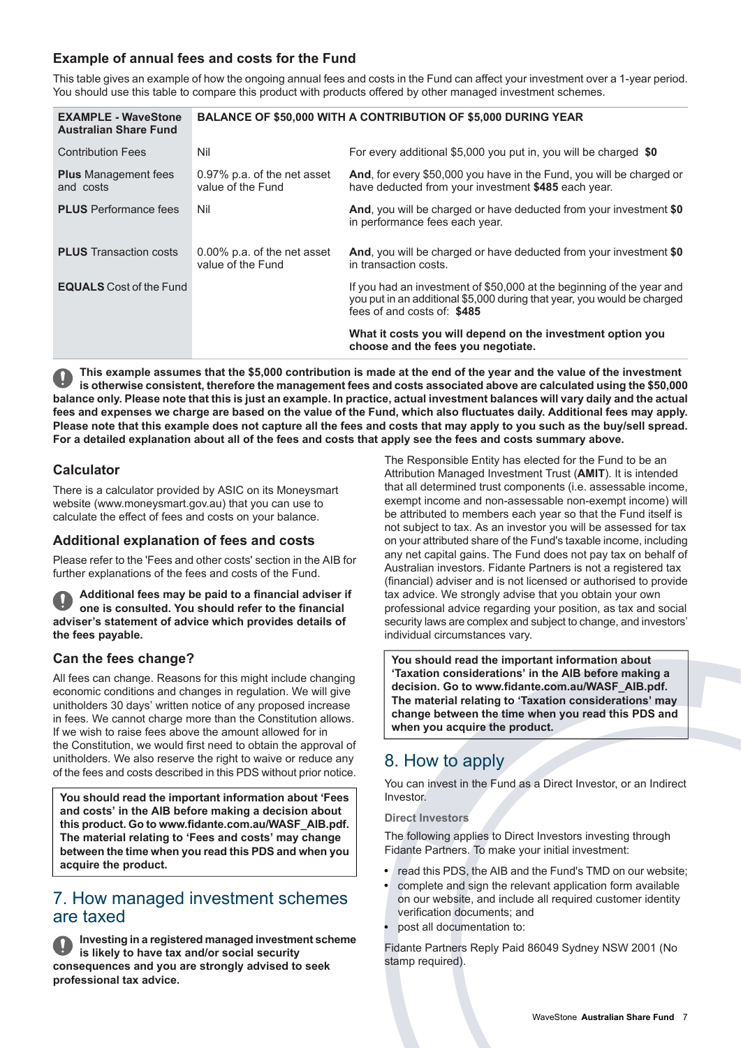### Example of annual fees and costs for the Fund

This table gives an example of how the ongoing annual fees and costs in the Fund can affect your investment over a 1-year period. You should use this table to compare this product with products offered by other managed investment schemes.

| EXAMPLE - WaveStone Australian Share Fund | BALANCE OF $50,000 WITH A CONTRIBUTION OF $5,000 DURING YEAR | |
|---|---|---|
| Contribution Fees | Nil | For every additional $5,000 you put in, you will be charged **$0** |
| **Plus** Management fees and costs | 0.97% p.a. of the net asset value of the Fund | **And**, for every $50,000 you have in the Fund, you will be charged or have deducted from your investment **$485** each year. |
| **PLUS** Performance fees | Nil | **And**, you will be charged or have deducted from your investment **$0** in performance fees each year. |
| **PLUS** Transaction costs | 0.00% p.a. of the net asset value of the Fund | **And**, you will be charged or have deducted from your investment **$0** in transaction costs. |
| **EQUALS** Cost of the Fund | | If you had an investment of $50,000 at the beginning of the year and you put in an additional $5,000 during that year, you would be charged fees of and costs of: **$485** <br><br> **What it costs you will depend on the investment option you choose and the fees you negotiate.** |

**This example assumes that the $5,000 contribution is made at the end of the year and the value of the investment is otherwise consistent, therefore the management fees and costs associated above are calculated using the $50,000 balance only. Please note that this is just an example. In practice, actual investment balances will vary daily and the actual fees and expenses we charge are based on the value of the Fund, which also fluctuates daily. Additional fees may apply. Please note that this example does not capture all the fees and costs that may apply to you such as the buy/sell spread. For a detailed explanation about all of the fees and costs that apply see the fees and costs summary above.**

### Calculator

There is a calculator provided by ASIC on its Moneysmart website (www.moneysmart.gov.au) that you can use to calculate the effect of fees and costs on your balance.

### Additional explanation of fees and costs

Please refer to the 'Fees and other costs' section in the AIB for further explanations of the fees and costs of the Fund.

**Additional fees may be paid to a financial adviser if one is consulted. You should refer to the financial adviser's statement of advice which provides details of the fees payable.**

### Can the fees change?

All fees can change. Reasons for this might include changing economic conditions and changes in regulation. We will give unitholders 30 days' written notice of any proposed increase in fees. We cannot charge more than the Constitution allows. If we wish to raise fees above the amount allowed for in the Constitution, we would first need to obtain the approval of unitholders. We also reserve the right to waive or reduce any of the fees and costs described in this PDS without prior notice.

**You should read the important information about 'Fees and costs' in the AIB before making a decision about this product. Go to www.fidante.com.au/WASF_AIB.pdf. The material relating to 'Fees and costs' may change between the time when you read this PDS and when you acquire the product.**

## 7. How managed investment schemes are taxed

**Investing in a registered managed investment scheme is likely to have tax and/or social security consequences and you are strongly advised to seek professional tax advice.**

The Responsible Entity has elected for the Fund to be an Attribution Managed Investment Trust (**AMIT**). It is intended that all determined trust components (i.e. assessable income, exempt income and non-assessable non-exempt income) will be attributed to members each year so that the Fund itself is not subject to tax. As an investor you will be assessed for tax on your attributed share of the Fund's taxable income, including any net capital gains. The Fund does not pay tax on behalf of Australian investors. Fidante Partners is not a registered tax (financial) adviser and is not licensed or authorised to provide tax advice. We strongly advise that you obtain your own professional advice regarding your position, as tax and social security laws are complex and subject to change, and investors' individual circumstances vary.

**You should read the important information about 'Taxation considerations' in the AIB before making a decision. Go to www.fidante.com.au/WASF_AIB.pdf. The material relating to 'Taxation considerations' may change between the time when you read this PDS and when you acquire the product.**

## 8. How to apply

You can invest in the Fund as a Direct Investor, or an Indirect Investor.

**Direct Investors**

The following applies to Direct Investors investing through Fidante Partners. To make your initial investment:

- read this PDS, the AIB and the Fund's TMD on our website;
- complete and sign the relevant application form available on our website, and include all required customer identity verification documents; and
- post all documentation to:

Fidante Partners Reply Paid 86049 Sydney NSW 2001 (No stamp required).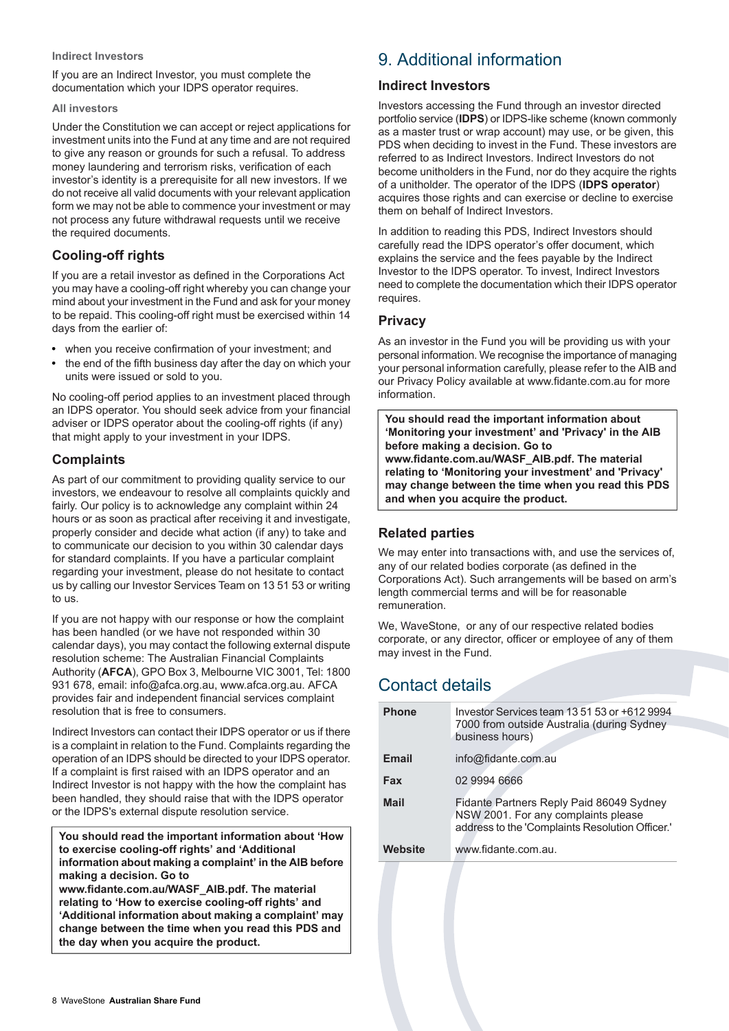### Indirect Investors

If you are an Indirect Investor, you must complete the documentation which your IDPS operator requires.

### All investors

Under the Constitution we can accept or reject applications for investment units into the Fund at any time and are not required to give any reason or grounds for such a refusal. To address money laundering and terrorism risks, verification of each investor's identity is a prerequisite for all new investors. If we do not receive all valid documents with your relevant application form we may not be able to commence your investment or may not process any future withdrawal requests until we receive the required documents.

## Cooling-off rights

If you are a retail investor as defined in the Corporations Act you may have a cooling-off right whereby you can change your mind about your investment in the Fund and ask for your money to be repaid. This cooling-off right must be exercised within 14 days from the earlier of:

- when you receive confirmation of your investment; and
- the end of the fifth business day after the day on which your units were issued or sold to you.

No cooling-off period applies to an investment placed through an IDPS operator. You should seek advice from your financial adviser or IDPS operator about the cooling-off rights (if any) that might apply to your investment in your IDPS.

## Complaints

As part of our commitment to providing quality service to our investors, we endeavour to resolve all complaints quickly and fairly. Our policy is to acknowledge any complaint within 24 hours or as soon as practical after receiving it and investigate, properly consider and decide what action (if any) to take and to communicate our decision to you within 30 calendar days for standard complaints. If you have a particular complaint regarding your investment, please do not hesitate to contact us by calling our Investor Services Team on 13 51 53 or writing to us.

If you are not happy with our response or how the complaint has been handled (or we have not responded within 30 calendar days), you may contact the following external dispute resolution scheme: The Australian Financial Complaints Authority (**AFCA**), GPO Box 3, Melbourne VIC 3001, Tel: 1800 931 678, email: info@afca.org.au, www.afca.org.au. AFCA provides fair and independent financial services complaint resolution that is free to consumers.

Indirect Investors can contact their IDPS operator or us if there is a complaint in relation to the Fund. Complaints regarding the operation of an IDPS should be directed to your IDPS operator. If a complaint is first raised with an IDPS operator and an Indirect Investor is not happy with the how the complaint has been handled, they should raise that with the IDPS operator or the IDPS's external dispute resolution service.

**You should read the important information about 'How to exercise cooling-off rights' and 'Additional information about making a complaint' in the AIB before making a decision. Go to www.fidante.com.au/WASF_AIB.pdf. The material relating to 'How to exercise cooling-off rights' and 'Additional information about making a complaint' may change between the time when you read this PDS and the day when you acquire the product.**

# 9. Additional information

## Indirect Investors

Investors accessing the Fund through an investor directed portfolio service (**IDPS**) or IDPS-like scheme (known commonly as a master trust or wrap account) may use, or be given, this PDS when deciding to invest in the Fund. These investors are referred to as Indirect Investors. Indirect Investors do not become unitholders in the Fund, nor do they acquire the rights of a unitholder. The operator of the IDPS (**IDPS operator**) acquires those rights and can exercise or decline to exercise them on behalf of Indirect Investors.

In addition to reading this PDS, Indirect Investors should carefully read the IDPS operator's offer document, which explains the service and the fees payable by the Indirect Investor to the IDPS operator. To invest, Indirect Investors need to complete the documentation which their IDPS operator requires.

## Privacy

As an investor in the Fund you will be providing us with your personal information. We recognise the importance of managing your personal information carefully, please refer to the AIB and our Privacy Policy available at www.fidante.com.au for more information.

**You should read the important information about 'Monitoring your investment' and 'Privacy' in the AIB before making a decision. Go to www.fidante.com.au/WASF_AIB.pdf. The material relating to 'Monitoring your investment' and 'Privacy' may change between the time when you read this PDS and when you acquire the product.**

## Related parties

We may enter into transactions with, and use the services of, any of our related bodies corporate (as defined in the Corporations Act). Such arrangements will be based on arm's length commercial terms and will be for reasonable remuneration.

We, WaveStone, or any of our respective related bodies corporate, or any director, officer or employee of any of them may invest in the Fund.

# Contact details

| | |
|---|---|
| **Phone** | Investor Services team 13 51 53 or +612 9994 7000 from outside Australia (during Sydney business hours) |
| **Email** | info@fidante.com.au |
| **Fax** | 02 9994 6666 |
| **Mail** | Fidante Partners Reply Paid 86049 Sydney NSW 2001. For any complaints please address to the 'Complaints Resolution Officer.' |
| **Website** | www.fidante.com.au. |